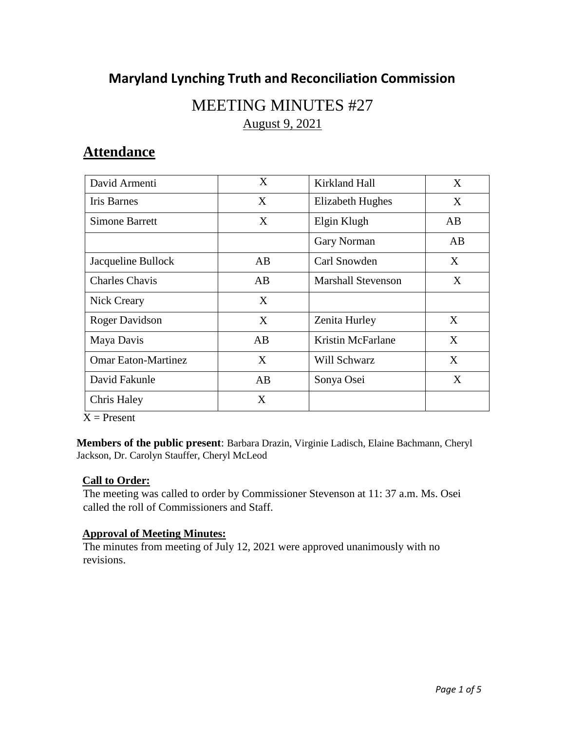## Maryland Lynching Truth and Reconciliation Commission

# MEETING MINUTES #27

August 9, 2021

## Attendance

| | | | |
|---|---|---|---|
| David Armenti | X | Kirkland Hall | X |
| Iris Barnes | X | Elizabeth Hughes | X |
| Simone Barrett | X | Elgin Klugh | AB |
| | | Gary Norman | AB |
| Jacqueline Bullock | AB | Carl Snowden | X |
| Charles Chavis | AB | Marshall Stevenson | X |
| Nick Creary | X | | |
| Roger Davidson | X | Zenita Hurley | X |
| Maya Davis | AB | Kristin McFarlane | X |
| Omar Eaton-Martinez | X | Will Schwarz | X |
| David Fakunle | AB | Sonya Osei | X |
| Chris Haley | X | | |

X = Present

**Members of the public present**: Barbara Drazin, Virginie Ladisch, Elaine Bachmann, Cheryl Jackson, Dr. Carolyn Stauffer, Cheryl McLeod

**Call to Order:**

The meeting was called to order by Commissioner Stevenson at 11: 37 a.m. Ms. Osei called the roll of Commissioners and Staff.

**Approval of Meeting Minutes:**

The minutes from meeting of July 12, 2021 were approved unanimously with no revisions.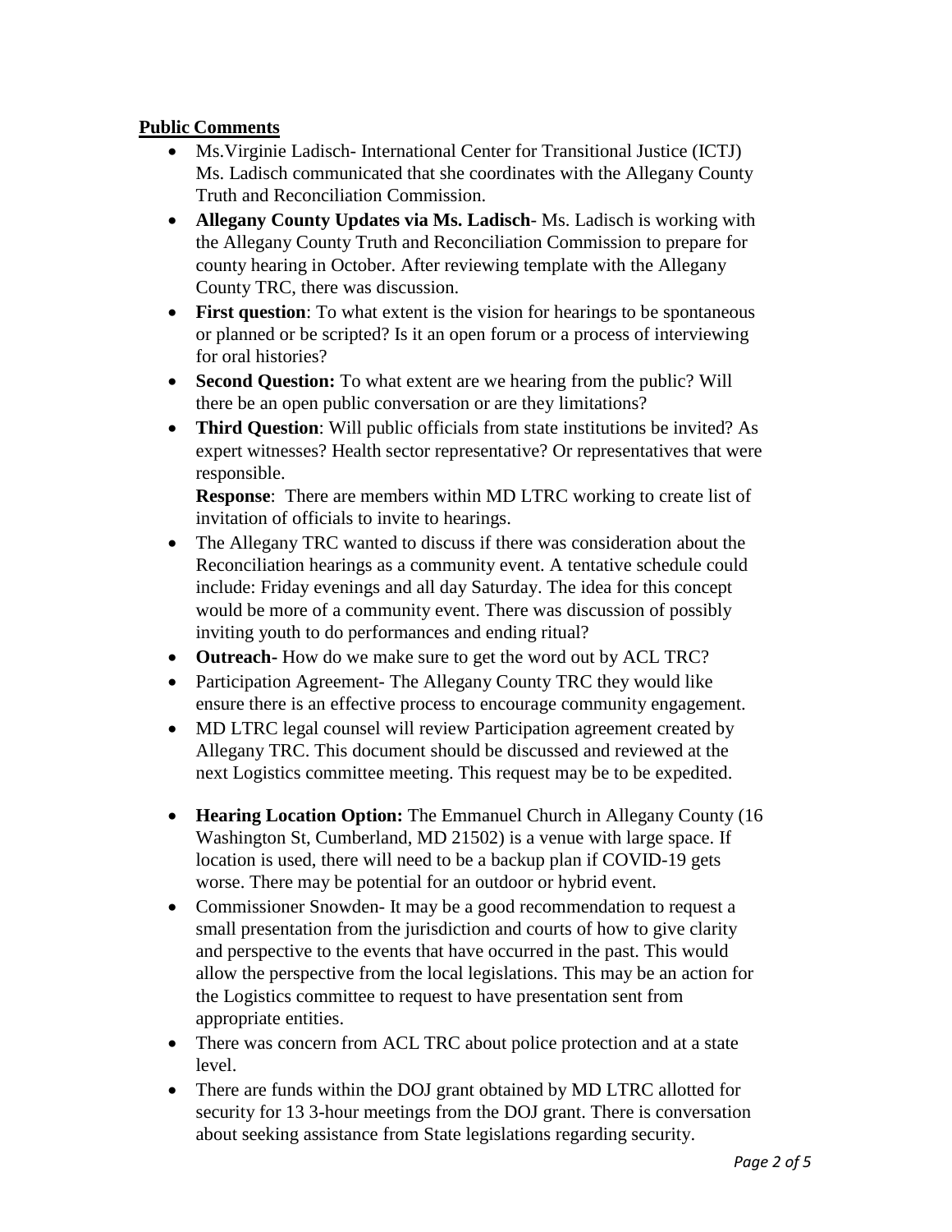## **Public Comments**

- Ms.Virginie Ladisch- International Center for Transitional Justice (ICTJ) Ms. Ladisch communicated that she coordinates with the Allegany County Truth and Reconciliation Commission.
- **Allegany County Updates via Ms. Ladisch**- Ms. Ladisch is working with the Allegany County Truth and Reconciliation Commission to prepare for county hearing in October. After reviewing template with the Allegany County TRC, there was discussion.
- **First question**: To what extent is the vision for hearings to be spontaneous or planned or be scripted? Is it an open forum or a process of interviewing for oral histories?
- **Second Question:** To what extent are we hearing from the public? Will there be an open public conversation or are they limitations?
- **Third Question**: Will public officials from state institutions be invited? As expert witnesses? Health sector representative? Or representatives that were responsible.

  **Response**: There are members within MD LTRC working to create list of invitation of officials to invite to hearings.
- The Allegany TRC wanted to discuss if there was consideration about the Reconciliation hearings as a community event. A tentative schedule could include: Friday evenings and all day Saturday. The idea for this concept would be more of a community event. There was discussion of possibly inviting youth to do performances and ending ritual?
- **Outreach-** How do we make sure to get the word out by ACL TRC?
- Participation Agreement- The Allegany County TRC they would like ensure there is an effective process to encourage community engagement.
- MD LTRC legal counsel will review Participation agreement created by Allegany TRC. This document should be discussed and reviewed at the next Logistics committee meeting. This request may be to be expedited.
- **Hearing Location Option:** The Emmanuel Church in Allegany County (16 Washington St, Cumberland, MD 21502) is a venue with large space. If location is used, there will need to be a backup plan if COVID-19 gets worse. There may be potential for an outdoor or hybrid event.
- Commissioner Snowden- It may be a good recommendation to request a small presentation from the jurisdiction and courts of how to give clarity and perspective to the events that have occurred in the past. This would allow the perspective from the local legislations. This may be an action for the Logistics committee to request to have presentation sent from appropriate entities.
- There was concern from ACL TRC about police protection and at a state level.
- There are funds within the DOJ grant obtained by MD LTRC allotted for security for 13 3-hour meetings from the DOJ grant. There is conversation about seeking assistance from State legislations regarding security.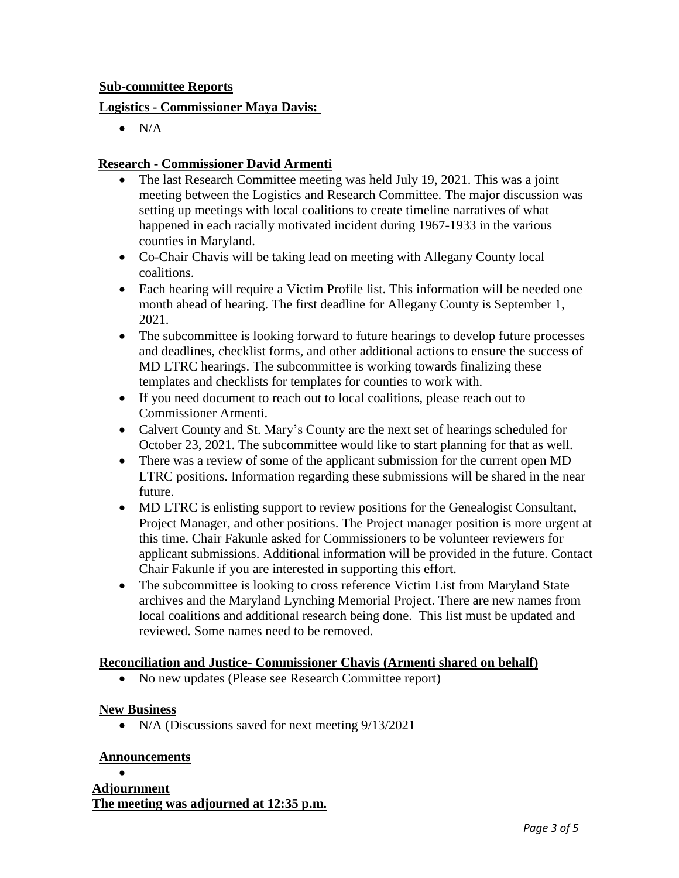## **Sub-committee Reports**

### **Logistics - Commissioner Maya Davis:**

- N/A

### **Research - Commissioner David Armenti**

- The last Research Committee meeting was held July 19, 2021. This was a joint meeting between the Logistics and Research Committee. The major discussion was setting up meetings with local coalitions to create timeline narratives of what happened in each racially motivated incident during 1967-1933 in the various counties in Maryland.
- Co-Chair Chavis will be taking lead on meeting with Allegany County local coalitions.
- Each hearing will require a Victim Profile list. This information will be needed one month ahead of hearing. The first deadline for Allegany County is September 1, 2021.
- The subcommittee is looking forward to future hearings to develop future processes and deadlines, checklist forms, and other additional actions to ensure the success of MD LTRC hearings. The subcommittee is working towards finalizing these templates and checklists for templates for counties to work with.
- If you need document to reach out to local coalitions, please reach out to Commissioner Armenti.
- Calvert County and St. Mary's County are the next set of hearings scheduled for October 23, 2021. The subcommittee would like to start planning for that as well.
- There was a review of some of the applicant submission for the current open MD LTRC positions. Information regarding these submissions will be shared in the near future.
- MD LTRC is enlisting support to review positions for the Genealogist Consultant, Project Manager, and other positions. The Project manager position is more urgent at this time. Chair Fakunle asked for Commissioners to be volunteer reviewers for applicant submissions. Additional information will be provided in the future. Contact Chair Fakunle if you are interested in supporting this effort.
- The subcommittee is looking to cross reference Victim List from Maryland State archives and the Maryland Lynching Memorial Project. There are new names from local coalitions and additional research being done. This list must be updated and reviewed. Some names need to be removed.

### **Reconciliation and Justice- Commissioner Chavis (Armenti shared on behalf)**

- No new updates (Please see Research Committee report)

## **New Business**

- N/A (Discussions saved for next meeting 9/13/2021

## **Announcements**

- 

## **Adjournment**

**The meeting was adjourned at 12:35 p.m.**